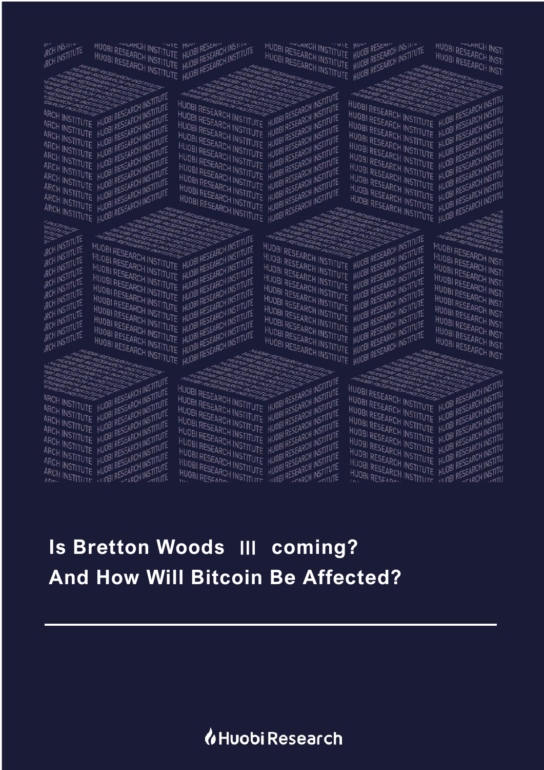# Is Bretton Woods III coming? And How Will Bitcoin Be Affected?

Huobi Research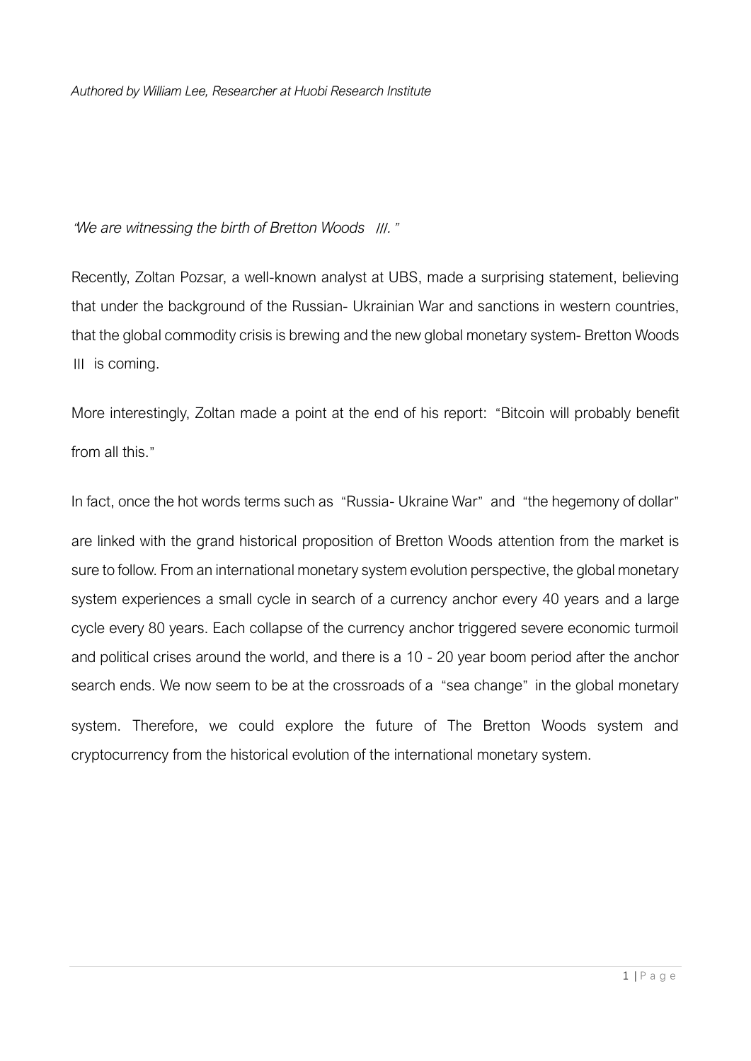*Authored by William Lee, Researcher at Huobi Research Institute*

*"We are witnessing the birth of Bretton Woods III."*

Recently, Zoltan Pozsar, a well-known analyst at UBS, made a surprising statement, believing that under the background of the Russian- Ukrainian War and sanctions in western countries, that the global commodity crisis is brewing and the new global monetary system- Bretton Woods III is coming.

More interestingly, Zoltan made a point at the end of his report: "Bitcoin will probably benefit from all this."

In fact, once the hot words terms such as "Russia- Ukraine War" and "the hegemony of dollar" are linked with the grand historical proposition of Bretton Woods attention from the market is sure to follow. From an international monetary system evolution perspective, the global monetary system experiences a small cycle in search of a currency anchor every 40 years and a large cycle every 80 years. Each collapse of the currency anchor triggered severe economic turmoil and political crises around the world, and there is a 10 - 20 year boom period after the anchor search ends. We now seem to be at the crossroads of a "sea change" in the global monetary system. Therefore, we could explore the future of The Bretton Woods system and cryptocurrency from the historical evolution of the international monetary system.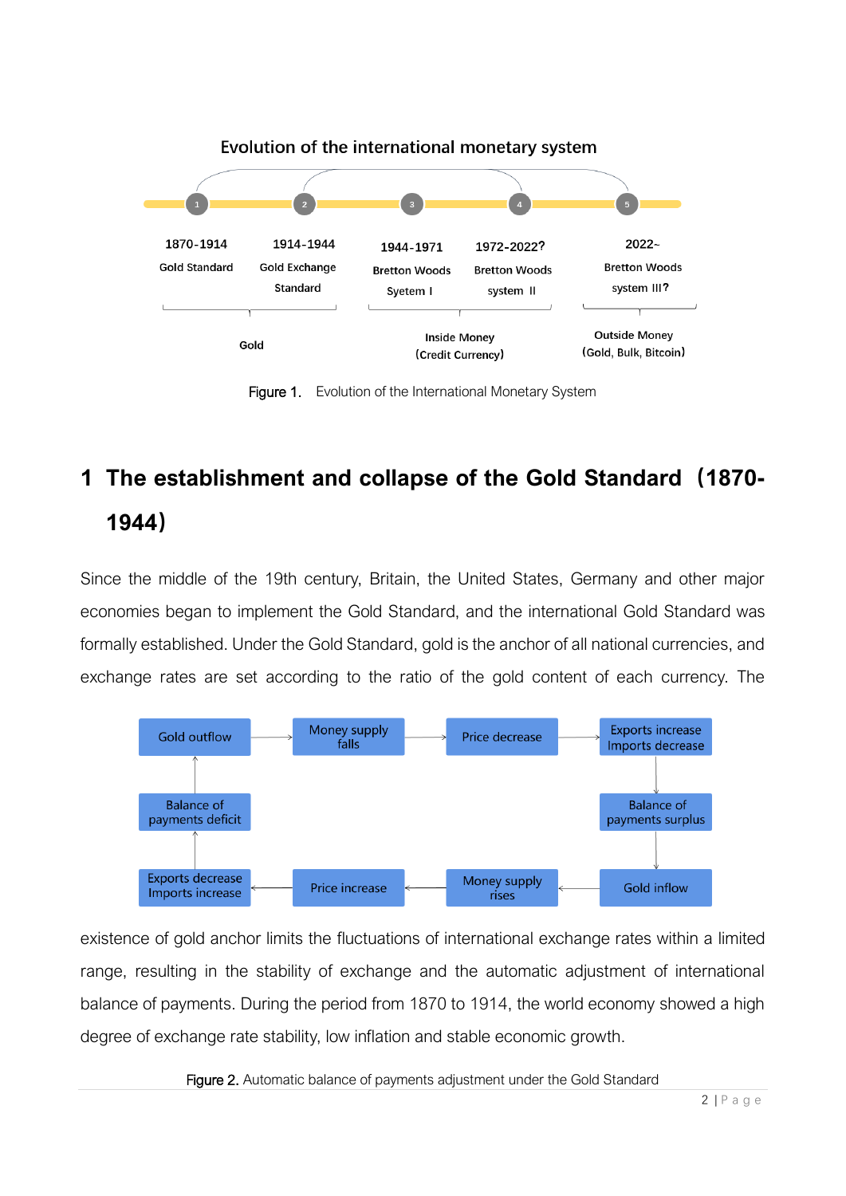Figure 1. Evolution of the International Monetary System

# 1 The establishment and collapse of the Gold Standard（1870-1944）

Since the middle of the 19th century, Britain, the United States, Germany and other major economies began to implement the Gold Standard, and the international Gold Standard was formally established. Under the Gold Standard, gold is the anchor of all national currencies, and exchange rates are set according to the ratio of the gold content of each currency. The existence of gold anchor limits the fluctuations of international exchange rates within a limited range, resulting in the stability of exchange and the automatic adjustment of international balance of payments. During the period from 1870 to 1914, the world economy showed a high degree of exchange rate stability, low inflation and stable economic growth.

Figure 2. Automatic balance of payments adjustment under the Gold Standard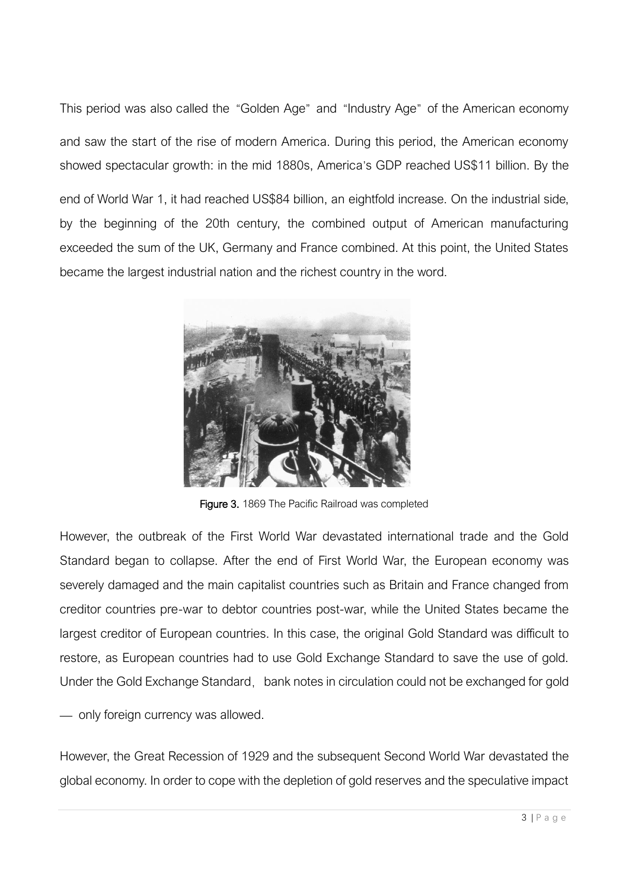This period was also called the "Golden Age" and "Industry Age" of the American economy and saw the start of the rise of modern America. During this period, the American economy showed spectacular growth: in the mid 1880s, America's GDP reached US$11 billion. By the end of World War 1, it had reached US$84 billion, an eightfold increase. On the industrial side, by the beginning of the 20th century, the combined output of American manufacturing exceeded the sum of the UK, Germany and France combined. At this point, the United States became the largest industrial nation and the richest country in the word.

**Figure 3.** 1869 The Pacific Railroad was completed

However, the outbreak of the First World War devastated international trade and the Gold Standard began to collapse. After the end of First World War, the European economy was severely damaged and the main capitalist countries such as Britain and France changed from creditor countries pre-war to debtor countries post-war, while the United States became the largest creditor of European countries. In this case, the original Gold Standard was difficult to restore, as European countries had to use Gold Exchange Standard to save the use of gold. Under the Gold Exchange Standard, bank notes in circulation could not be exchanged for gold — only foreign currency was allowed.

However, the Great Recession of 1929 and the subsequent Second World War devastated the global economy. In order to cope with the depletion of gold reserves and the speculative impact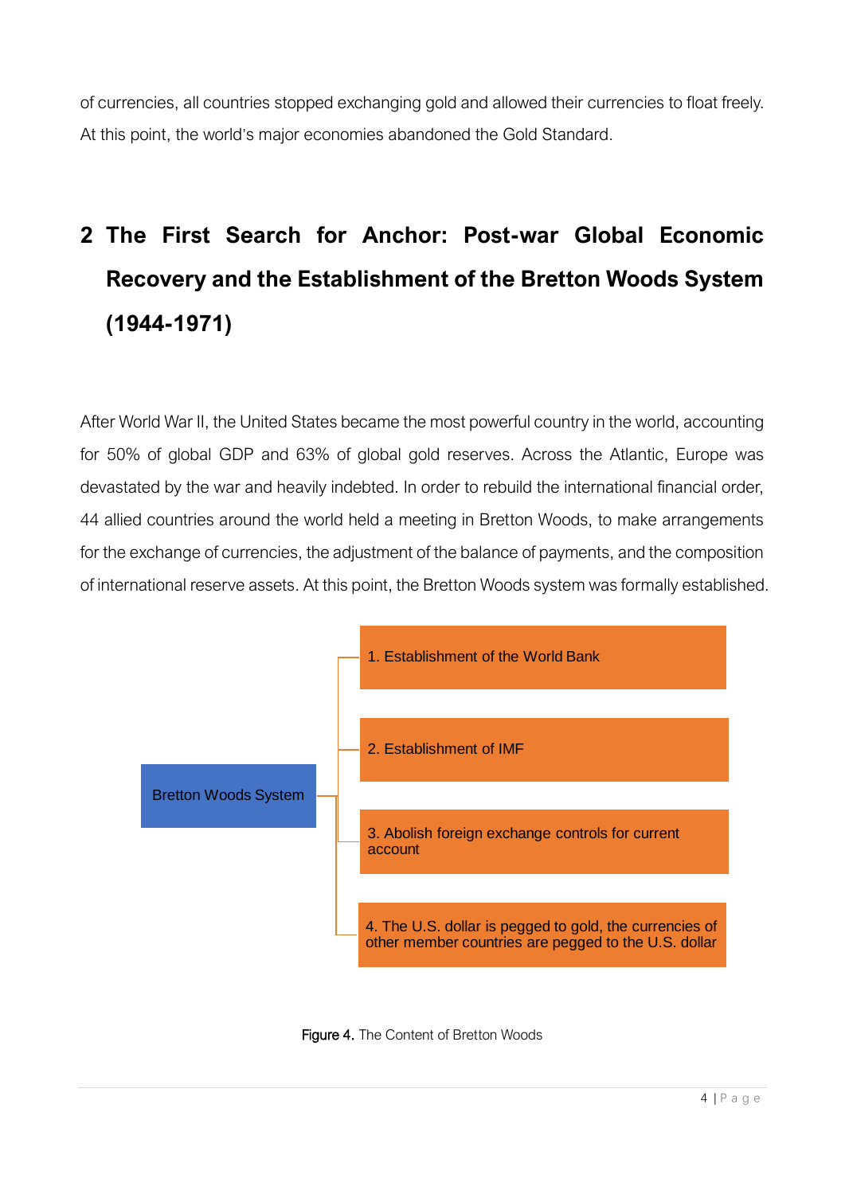of currencies, all countries stopped exchanging gold and allowed their currencies to float freely. At this point, the world's major economies abandoned the Gold Standard.

## 2 The First Search for Anchor: Post-war Global Economic Recovery and the Establishment of the Bretton Woods System (1944-1971)

After World War II, the United States became the most powerful country in the world, accounting for 50% of global GDP and 63% of global gold reserves. Across the Atlantic, Europe was devastated by the war and heavily indebted. In order to rebuild the international financial order, 44 allied countries around the world held a meeting in Bretton Woods, to make arrangements for the exchange of currencies, the adjustment of the balance of payments, and the composition of international reserve assets. At this point, the Bretton Woods system was formally established.

Bretton Woods System

1. Establishment of the World Bank
2. Establishment of IMF
3. Abolish foreign exchange controls for current account
4. The U.S. dollar is pegged to gold, the currencies of other member countries are pegged to the U.S. dollar

Figure 4. The Content of Bretton Woods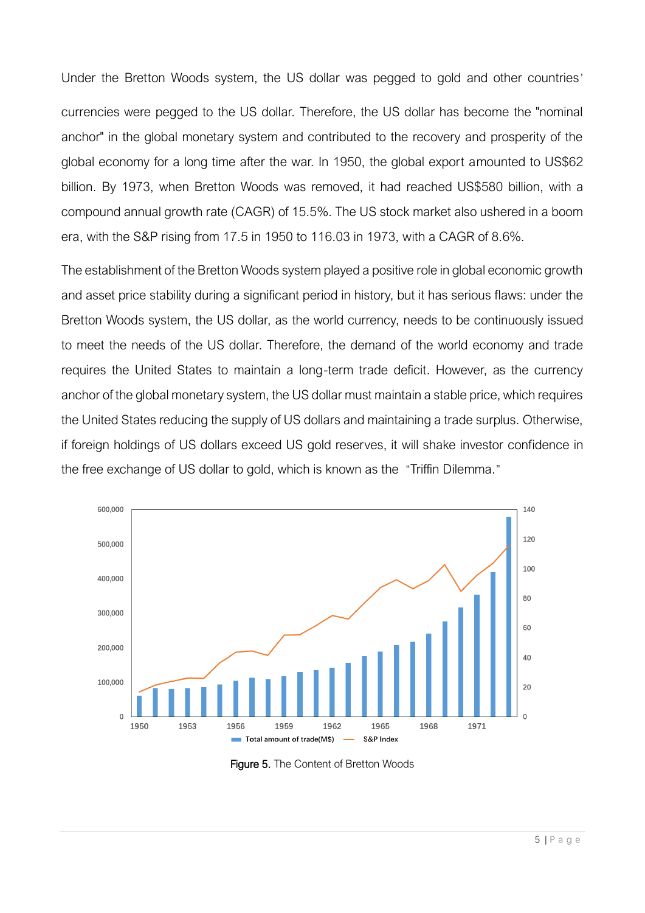Under the Bretton Woods system, the US dollar was pegged to gold and other countries' currencies were pegged to the US dollar. Therefore, the US dollar has become the "nominal anchor" in the global monetary system and contributed to the recovery and prosperity of the global economy for a long time after the war. In 1950, the global export amounted to US$62 billion. By 1973, when Bretton Woods was removed, it had reached US$580 billion, with a compound annual growth rate (CAGR) of 15.5%. The US stock market also ushered in a boom era, with the S&P rising from 17.5 in 1950 to 116.03 in 1973, with a CAGR of 8.6%.

The establishment of the Bretton Woods system played a positive role in global economic growth and asset price stability during a significant period in history, but it has serious flaws: under the Bretton Woods system, the US dollar, as the world currency, needs to be continuously issued to meet the needs of the US dollar. Therefore, the demand of the world economy and trade requires the United States to maintain a long-term trade deficit. However, as the currency anchor of the global monetary system, the US dollar must maintain a stable price, which requires the United States reducing the supply of US dollars and maintaining a trade surplus. Otherwise, if foreign holdings of US dollars exceed US gold reserves, it will shake investor confidence in the free exchange of US dollar to gold, which is known as the "Triffin Dilemma."

Figure 5. The Content of Bretton Woods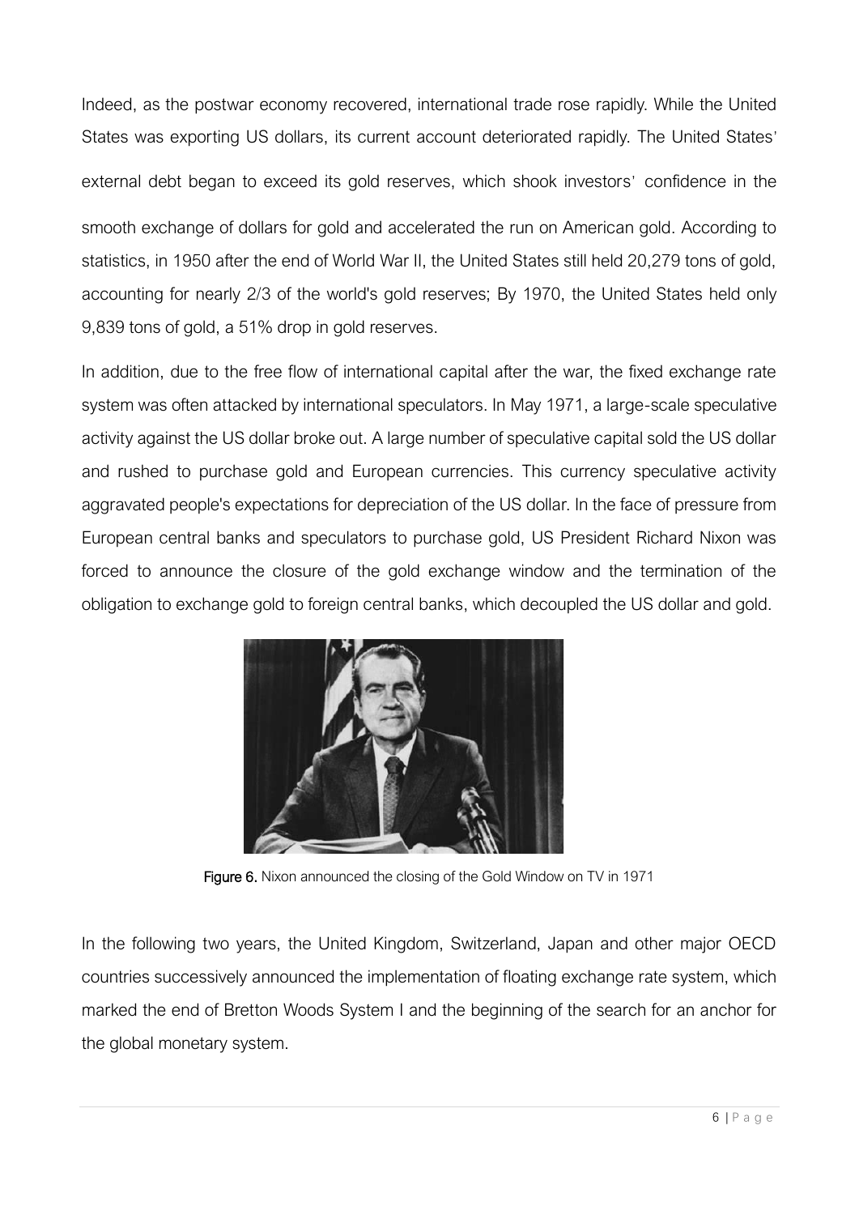Indeed, as the postwar economy recovered, international trade rose rapidly. While the United States was exporting US dollars, its current account deteriorated rapidly. The United States' external debt began to exceed its gold reserves, which shook investors' confidence in the smooth exchange of dollars for gold and accelerated the run on American gold. According to statistics, in 1950 after the end of World War II, the United States still held 20,279 tons of gold, accounting for nearly 2/3 of the world's gold reserves; By 1970, the United States held only 9,839 tons of gold, a 51% drop in gold reserves.

In addition, due to the free flow of international capital after the war, the fixed exchange rate system was often attacked by international speculators. In May 1971, a large-scale speculative activity against the US dollar broke out. A large number of speculative capital sold the US dollar and rushed to purchase gold and European currencies. This currency speculative activity aggravated people's expectations for depreciation of the US dollar. In the face of pressure from European central banks and speculators to purchase gold, US President Richard Nixon was forced to announce the closure of the gold exchange window and the termination of the obligation to exchange gold to foreign central banks, which decoupled the US dollar and gold.

**Figure 6.** Nixon announced the closing of the Gold Window on TV in 1971

In the following two years, the United Kingdom, Switzerland, Japan and other major OECD countries successively announced the implementation of floating exchange rate system, which marked the end of Bretton Woods System I and the beginning of the search for an anchor for the global monetary system.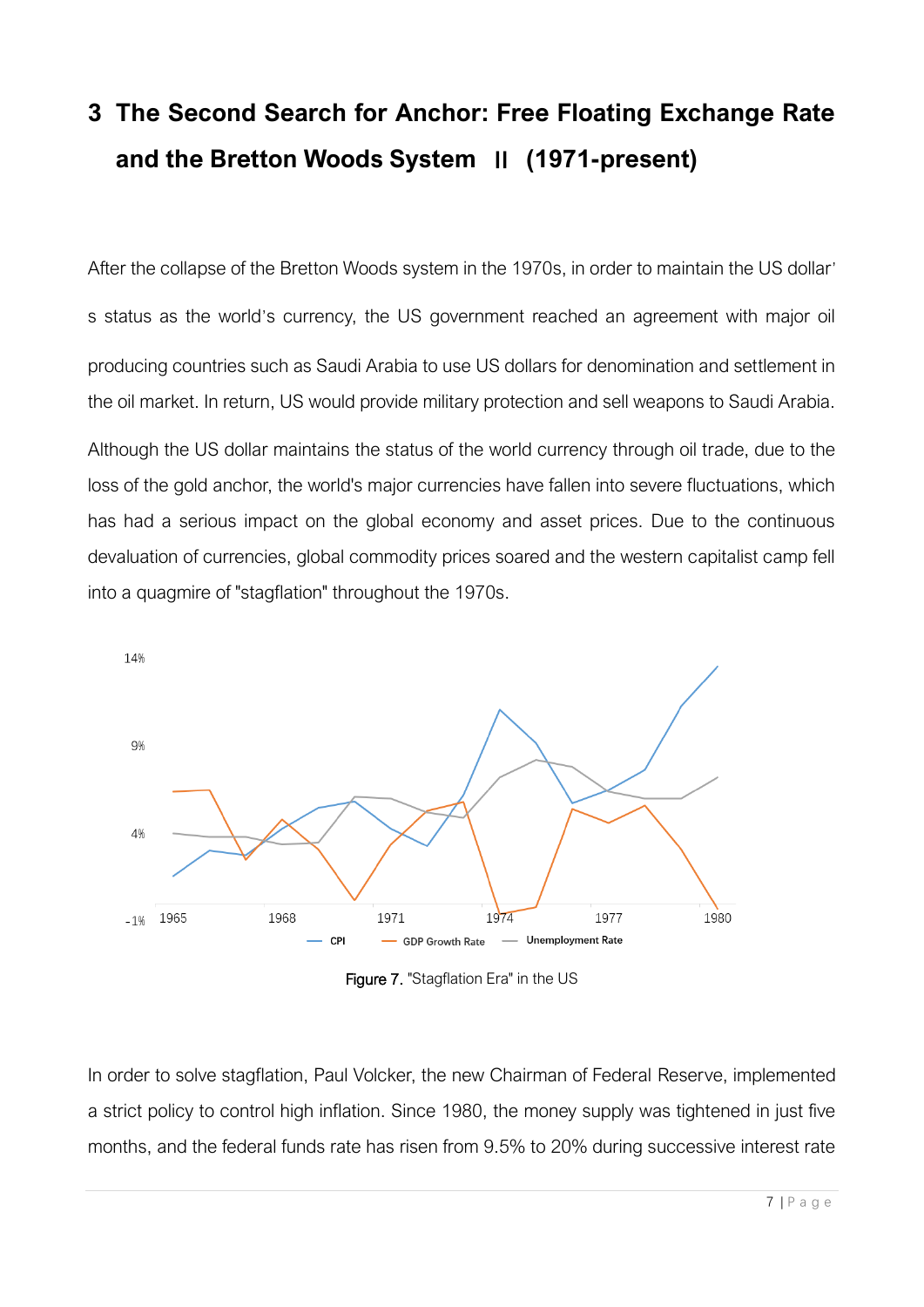# 3 The Second Search for Anchor: Free Floating Exchange Rate and the Bretton Woods System Ⅱ (1971-present)

After the collapse of the Bretton Woods system in the 1970s, in order to maintain the US dollar's status as the world's currency, the US government reached an agreement with major oil producing countries such as Saudi Arabia to use US dollars for denomination and settlement in the oil market. In return, US would provide military protection and sell weapons to Saudi Arabia.

Although the US dollar maintains the status of the world currency through oil trade, due to the loss of the gold anchor, the world's major currencies have fallen into severe fluctuations, which has had a serious impact on the global economy and asset prices. Due to the continuous devaluation of currencies, global commodity prices soared and the western capitalist camp fell into a quagmire of "stagflation" throughout the 1970s.

Figure 7. "Stagflation Era" in the US

In order to solve stagflation, Paul Volcker, the new Chairman of Federal Reserve, implemented a strict policy to control high inflation. Since 1980, the money supply was tightened in just five months, and the federal funds rate has risen from 9.5% to 20% during successive interest rate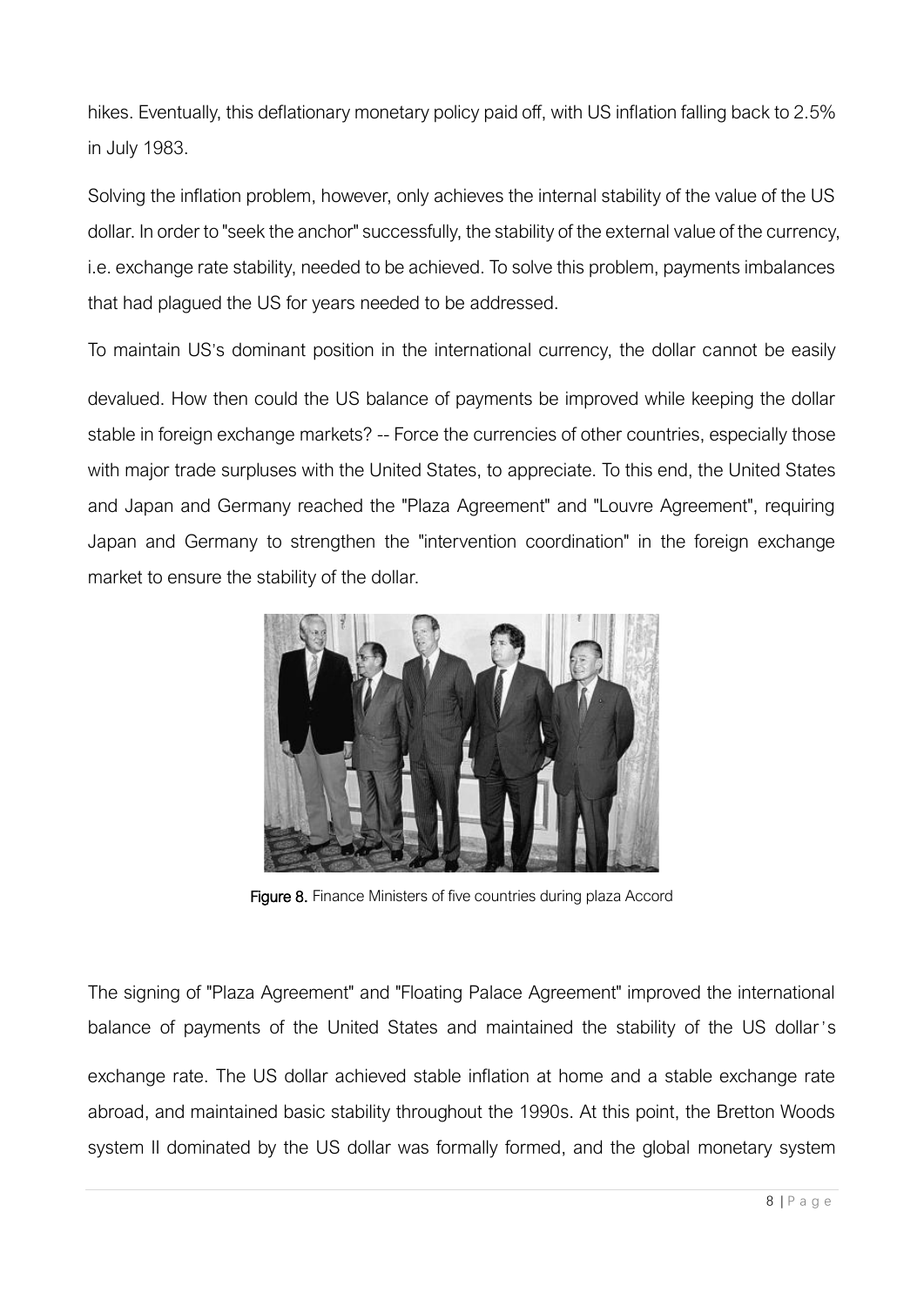hikes. Eventually, this deflationary monetary policy paid off, with US inflation falling back to 2.5% in July 1983.

Solving the inflation problem, however, only achieves the internal stability of the value of the US dollar. In order to "seek the anchor" successfully, the stability of the external value of the currency, i.e. exchange rate stability, needed to be achieved. To solve this problem, payments imbalances that had plagued the US for years needed to be addressed.

To maintain US's dominant position in the international currency, the dollar cannot be easily devalued. How then could the US balance of payments be improved while keeping the dollar stable in foreign exchange markets? -- Force the currencies of other countries, especially those with major trade surpluses with the United States, to appreciate. To this end, the United States and Japan and Germany reached the "Plaza Agreement" and "Louvre Agreement", requiring Japan and Germany to strengthen the "intervention coordination" in the foreign exchange market to ensure the stability of the dollar.

**Figure 8.** Finance Ministers of five countries during plaza Accord

The signing of "Plaza Agreement" and "Floating Palace Agreement" improved the international balance of payments of the United States and maintained the stability of the US dollar's exchange rate. The US dollar achieved stable inflation at home and a stable exchange rate abroad, and maintained basic stability throughout the 1990s. At this point, the Bretton Woods system II dominated by the US dollar was formally formed, and the global monetary system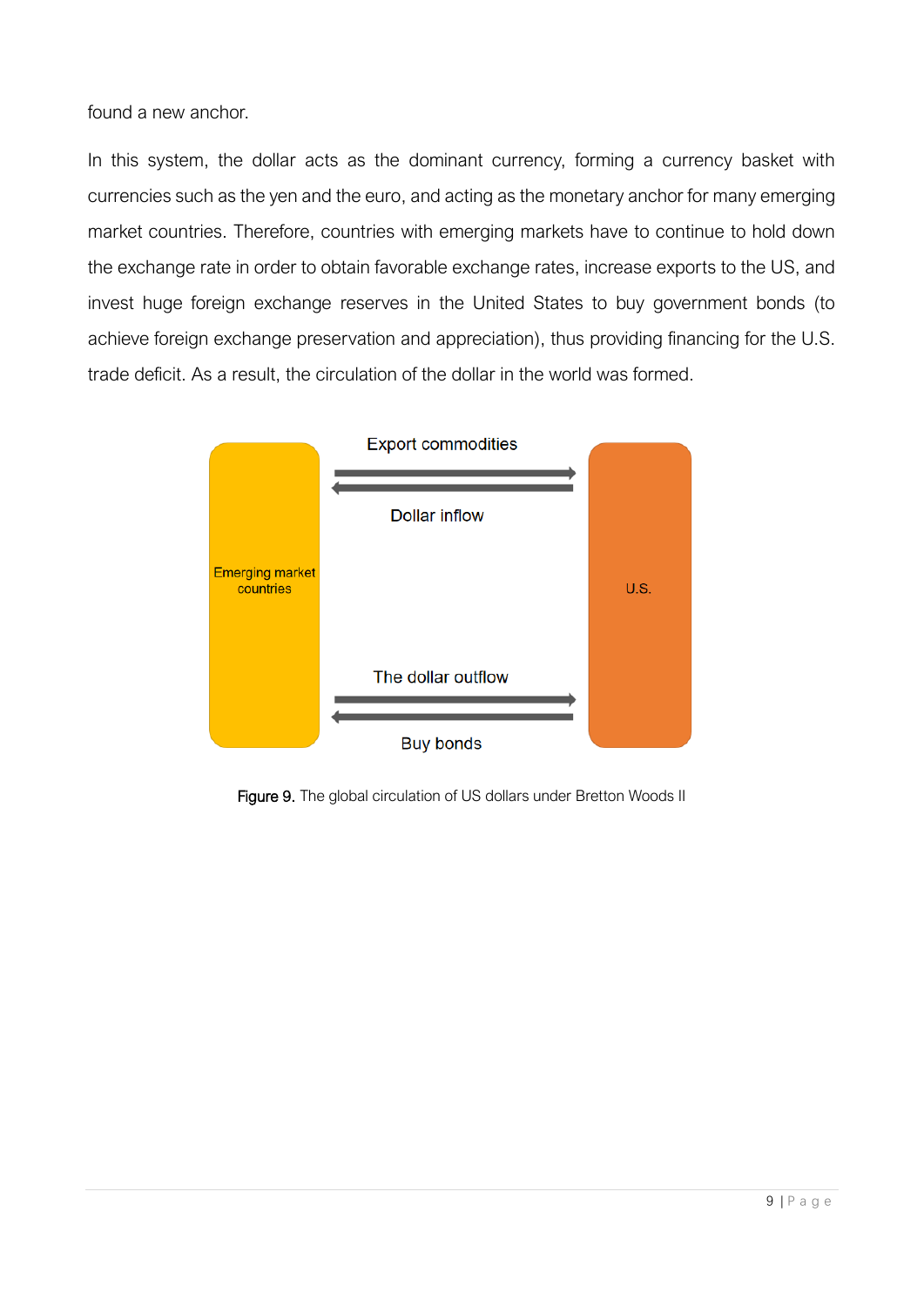found a new anchor.

In this system, the dollar acts as the dominant currency, forming a currency basket with currencies such as the yen and the euro, and acting as the monetary anchor for many emerging market countries. Therefore, countries with emerging markets have to continue to hold down the exchange rate in order to obtain favorable exchange rates, increase exports to the US, and invest huge foreign exchange reserves in the United States to buy government bonds (to achieve foreign exchange preservation and appreciation), thus providing financing for the U.S. trade deficit. As a result, the circulation of the dollar in the world was formed.

Emerging market countries

Export commodities

Dollar inflow

The dollar outflow

Buy bonds

U.S.

**Figure 9.** The global circulation of US dollars under Bretton Woods II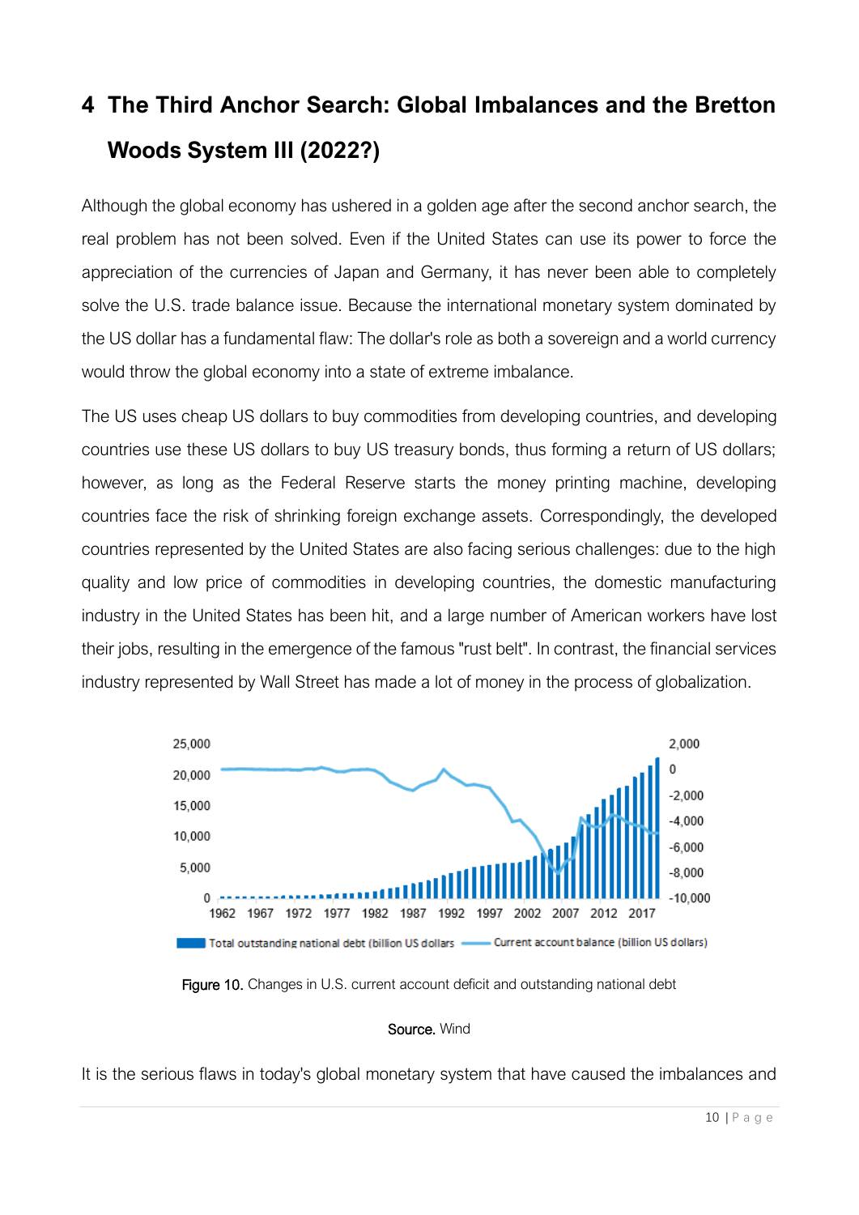# 4 The Third Anchor Search: Global Imbalances and the Bretton Woods System III (2022?)

Although the global economy has ushered in a golden age after the second anchor search, the real problem has not been solved. Even if the United States can use its power to force the appreciation of the currencies of Japan and Germany, it has never been able to completely solve the U.S. trade balance issue. Because the international monetary system dominated by the US dollar has a fundamental flaw: The dollar's role as both a sovereign and a world currency would throw the global economy into a state of extreme imbalance.

The US uses cheap US dollars to buy commodities from developing countries, and developing countries use these US dollars to buy US treasury bonds, thus forming a return of US dollars; however, as long as the Federal Reserve starts the money printing machine, developing countries face the risk of shrinking foreign exchange assets. Correspondingly, the developed countries represented by the United States are also facing serious challenges: due to the high quality and low price of commodities in developing countries, the domestic manufacturing industry in the United States has been hit, and a large number of American workers have lost their jobs, resulting in the emergence of the famous "rust belt". In contrast, the financial services industry represented by Wall Street has made a lot of money in the process of globalization.

Figure 10. Changes in U.S. current account deficit and outstanding national debt

Source. Wind

It is the serious flaws in today's global monetary system that have caused the imbalances and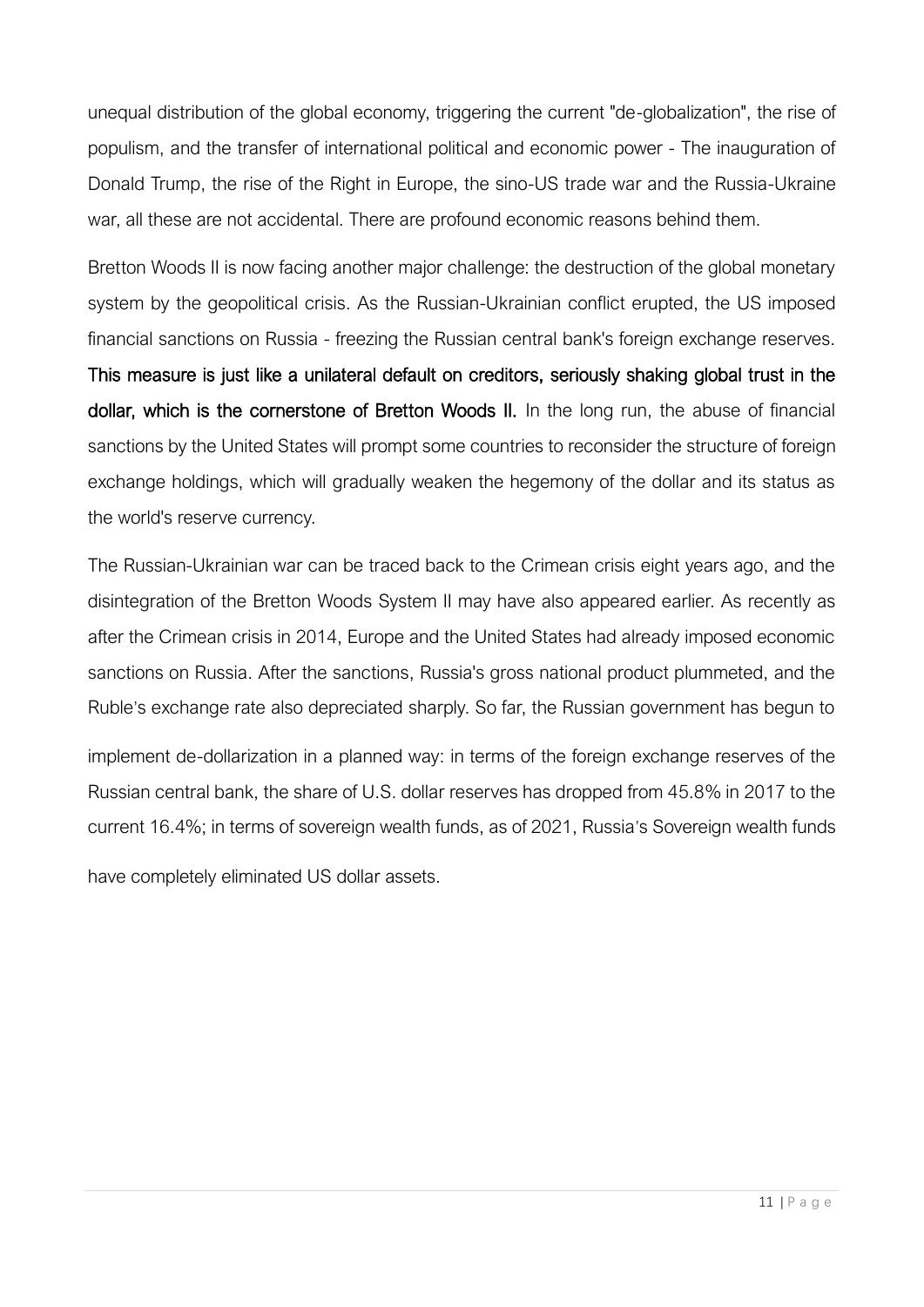unequal distribution of the global economy, triggering the current "de-globalization", the rise of populism, and the transfer of international political and economic power - The inauguration of Donald Trump, the rise of the Right in Europe, the sino-US trade war and the Russia-Ukraine war, all these are not accidental. There are profound economic reasons behind them.

Bretton Woods II is now facing another major challenge: the destruction of the global monetary system by the geopolitical crisis. As the Russian-Ukrainian conflict erupted, the US imposed financial sanctions on Russia - freezing the Russian central bank's foreign exchange reserves. **This measure is just like a unilateral default on creditors, seriously shaking global trust in the dollar, which is the cornerstone of Bretton Woods II.** In the long run, the abuse of financial sanctions by the United States will prompt some countries to reconsider the structure of foreign exchange holdings, which will gradually weaken the hegemony of the dollar and its status as the world's reserve currency.

The Russian-Ukrainian war can be traced back to the Crimean crisis eight years ago, and the disintegration of the Bretton Woods System II may have also appeared earlier. As recently as after the Crimean crisis in 2014, Europe and the United States had already imposed economic sanctions on Russia. After the sanctions, Russia's gross national product plummeted, and the Ruble's exchange rate also depreciated sharply. So far, the Russian government has begun to implement de-dollarization in a planned way: in terms of the foreign exchange reserves of the Russian central bank, the share of U.S. dollar reserves has dropped from 45.8% in 2017 to the current 16.4%; in terms of sovereign wealth funds, as of 2021, Russia's Sovereign wealth funds have completely eliminated US dollar assets.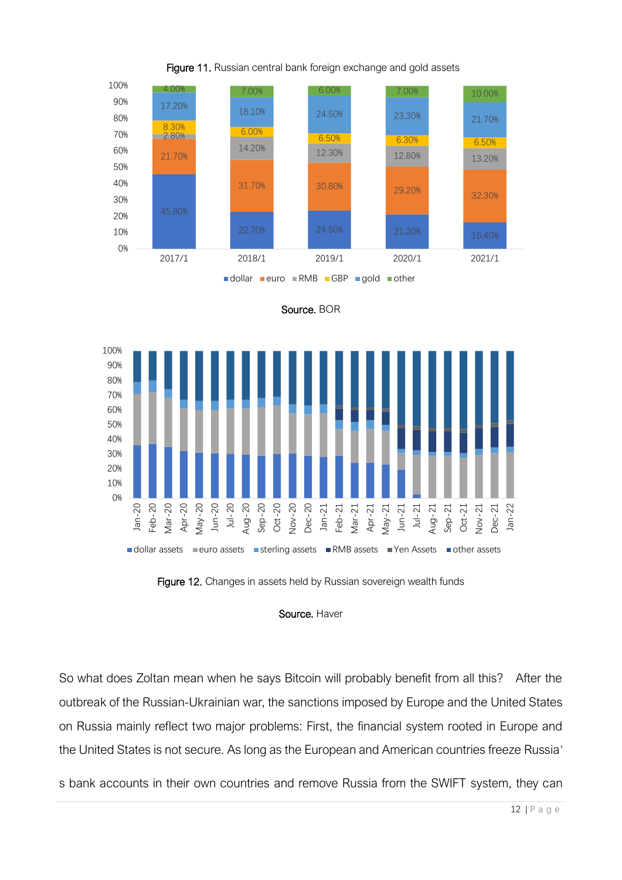Figure 11. Russian central bank foreign exchange and gold assets

| | dollar | euro | RMB | GBP | gold | other |
|---|---|---|---|---|---|---|
| 2017/1 | 45.80% | 21.70% | 2.80% | 8.30% | 17.20% | 4.00% |
| 2018/1 | 22.70% | 31.70% | 14.20% | 6.00% | 18.10% | 7.00% |
| 2019/1 | 24.50% | 30.80% | 12.30% | 6.50% | 24.50% | 6.00% |
| 2020/1 | 21.20% | 29.20% | 12.80% | 6.30% | 23.30% | 7.00% |
| 2021/1 | 16.40% | 32.30% | 13.20% | 6.50% | 21.70% | 10.00% |

Source. BOR

Figure 12. Changes in assets held by Russian sovereign wealth funds

Source. Haver

So what does Zoltan mean when he says Bitcoin will probably benefit from all this? After the outbreak of the Russian-Ukrainian war, the sanctions imposed by Europe and the United States on Russia mainly reflect two major problems: First, the financial system rooted in Europe and the United States is not secure. As long as the European and American countries freeze Russia's bank accounts in their own countries and remove Russia from the SWIFT system, they can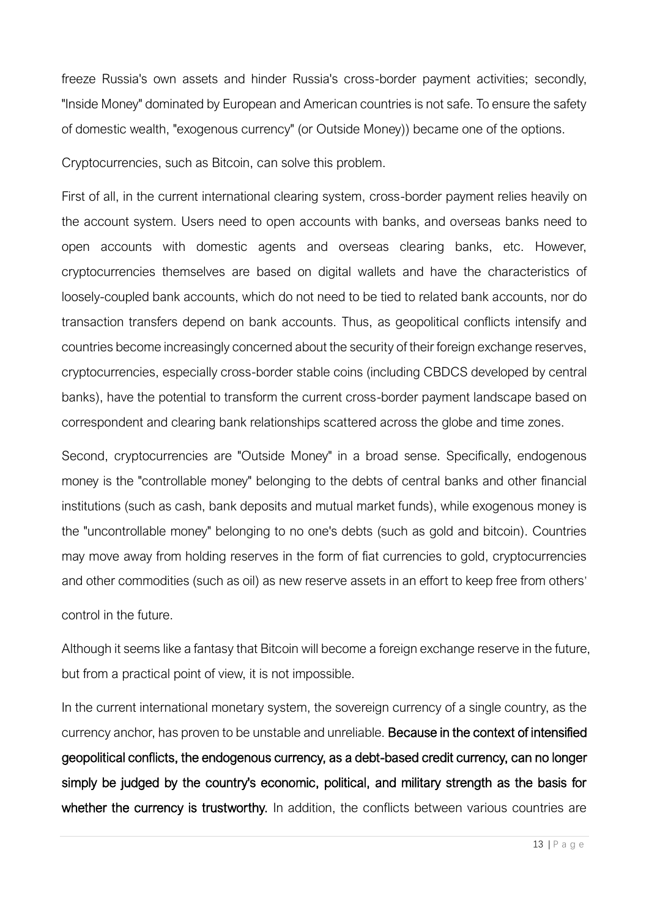freeze Russia's own assets and hinder Russia's cross-border payment activities; secondly, "Inside Money" dominated by European and American countries is not safe. To ensure the safety of domestic wealth, "exogenous currency" (or Outside Money)) became one of the options.

Cryptocurrencies, such as Bitcoin, can solve this problem.

First of all, in the current international clearing system, cross-border payment relies heavily on the account system. Users need to open accounts with banks, and overseas banks need to open accounts with domestic agents and overseas clearing banks, etc. However, cryptocurrencies themselves are based on digital wallets and have the characteristics of loosely-coupled bank accounts, which do not need to be tied to related bank accounts, nor do transaction transfers depend on bank accounts. Thus, as geopolitical conflicts intensify and countries become increasingly concerned about the security of their foreign exchange reserves, cryptocurrencies, especially cross-border stable coins (including CBDCS developed by central banks), have the potential to transform the current cross-border payment landscape based on correspondent and clearing bank relationships scattered across the globe and time zones.

Second, cryptocurrencies are "Outside Money" in a broad sense. Specifically, endogenous money is the "controllable money" belonging to the debts of central banks and other financial institutions (such as cash, bank deposits and mutual market funds), while exogenous money is the "uncontrollable money" belonging to no one's debts (such as gold and bitcoin). Countries may move away from holding reserves in the form of fiat currencies to gold, cryptocurrencies and other commodities (such as oil) as new reserve assets in an effort to keep free from others' control in the future.

Although it seems like a fantasy that Bitcoin will become a foreign exchange reserve in the future, but from a practical point of view, it is not impossible.

In the current international monetary system, the sovereign currency of a single country, as the currency anchor, has proven to be unstable and unreliable. **Because in the context of intensified geopolitical conflicts, the endogenous currency, as a debt-based credit currency, can no longer simply be judged by the country's economic, political, and military strength as the basis for whether the currency is trustworthy.** In addition, the conflicts between various countries are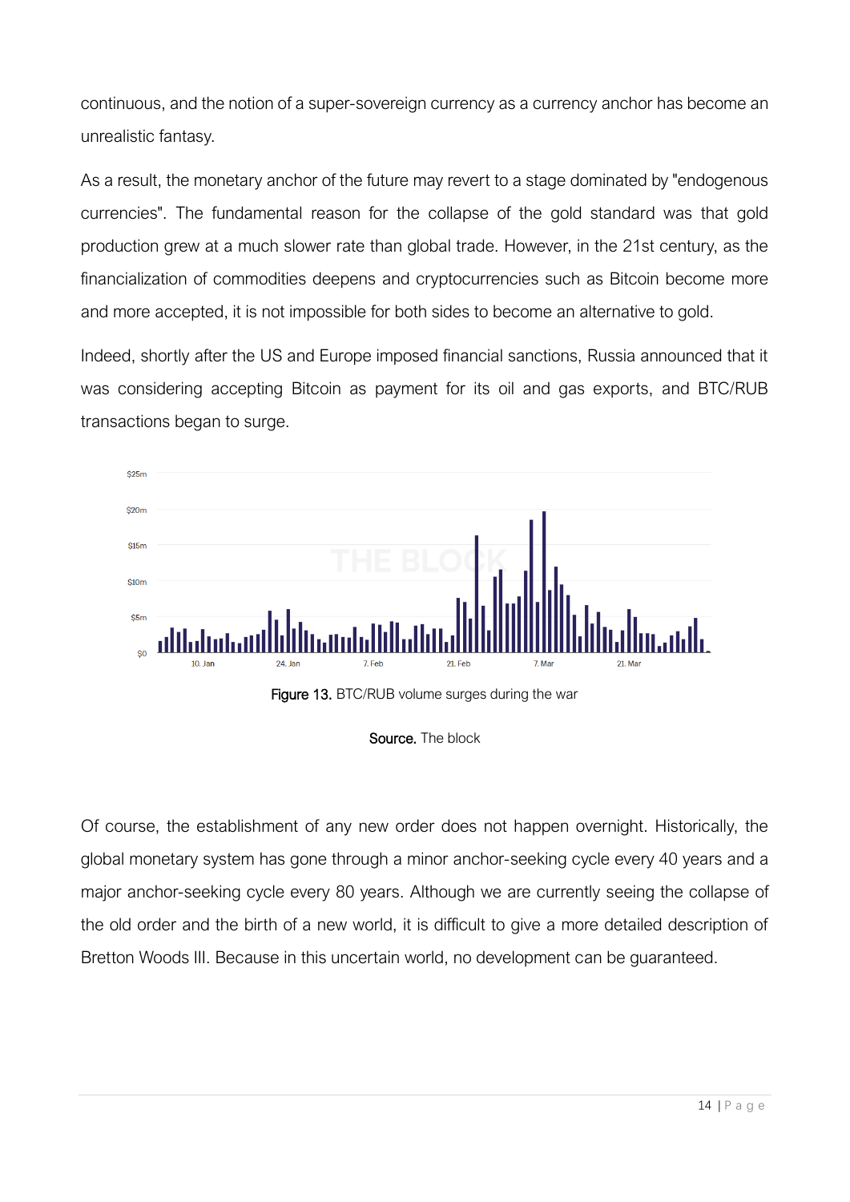continuous, and the notion of a super-sovereign currency as a currency anchor has become an unrealistic fantasy.

As a result, the monetary anchor of the future may revert to a stage dominated by "endogenous currencies". The fundamental reason for the collapse of the gold standard was that gold production grew at a much slower rate than global trade. However, in the 21st century, as the financialization of commodities deepens and cryptocurrencies such as Bitcoin become more and more accepted, it is not impossible for both sides to become an alternative to gold.

Indeed, shortly after the US and Europe imposed financial sanctions, Russia announced that it was considering accepting Bitcoin as payment for its oil and gas exports, and BTC/RUB transactions began to surge.

**Figure 13.** BTC/RUB volume surges during the war

**Source.** The block

Of course, the establishment of any new order does not happen overnight. Historically, the global monetary system has gone through a minor anchor-seeking cycle every 40 years and a major anchor-seeking cycle every 80 years. Although we are currently seeing the collapse of the old order and the birth of a new world, it is difficult to give a more detailed description of Bretton Woods III. Because in this uncertain world, no development can be guaranteed.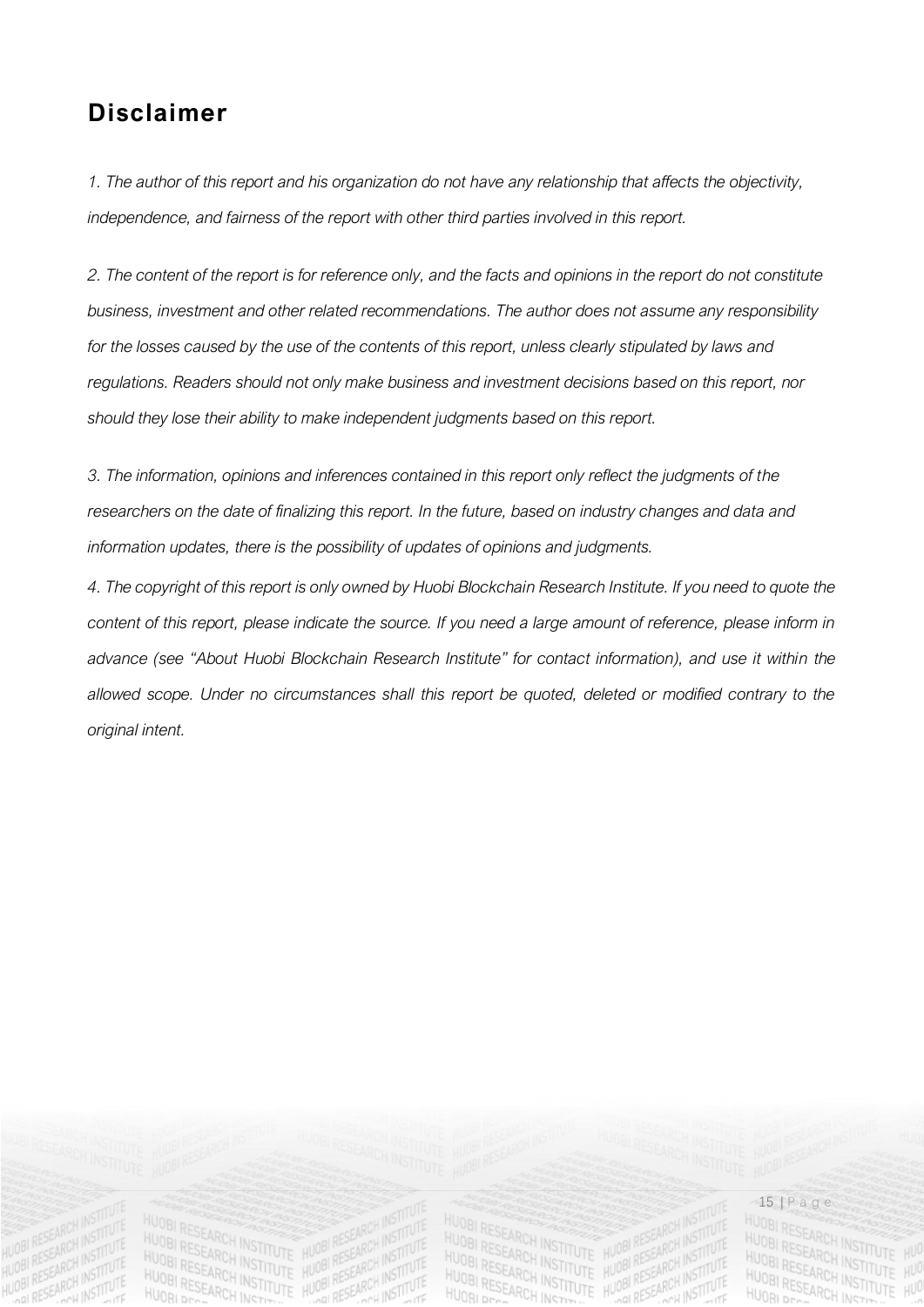# Disclaimer

*1. The author of this report and his organization do not have any relationship that affects the objectivity, independence, and fairness of the report with other third parties involved in this report.*

*2. The content of the report is for reference only, and the facts and opinions in the report do not constitute business, investment and other related recommendations. The author does not assume any responsibility for the losses caused by the use of the contents of this report, unless clearly stipulated by laws and regulations. Readers should not only make business and investment decisions based on this report, nor should they lose their ability to make independent judgments based on this report.*

*3. The information, opinions and inferences contained in this report only reflect the judgments of the researchers on the date of finalizing this report. In the future, based on industry changes and data and information updates, there is the possibility of updates of opinions and judgments.*

*4. The copyright of this report is only owned by Huobi Blockchain Research Institute. If you need to quote the content of this report, please indicate the source. If you need a large amount of reference, please inform in advance (see "About Huobi Blockchain Research Institute" for contact information), and use it within the allowed scope. Under no circumstances shall this report be quoted, deleted or modified contrary to the original intent.*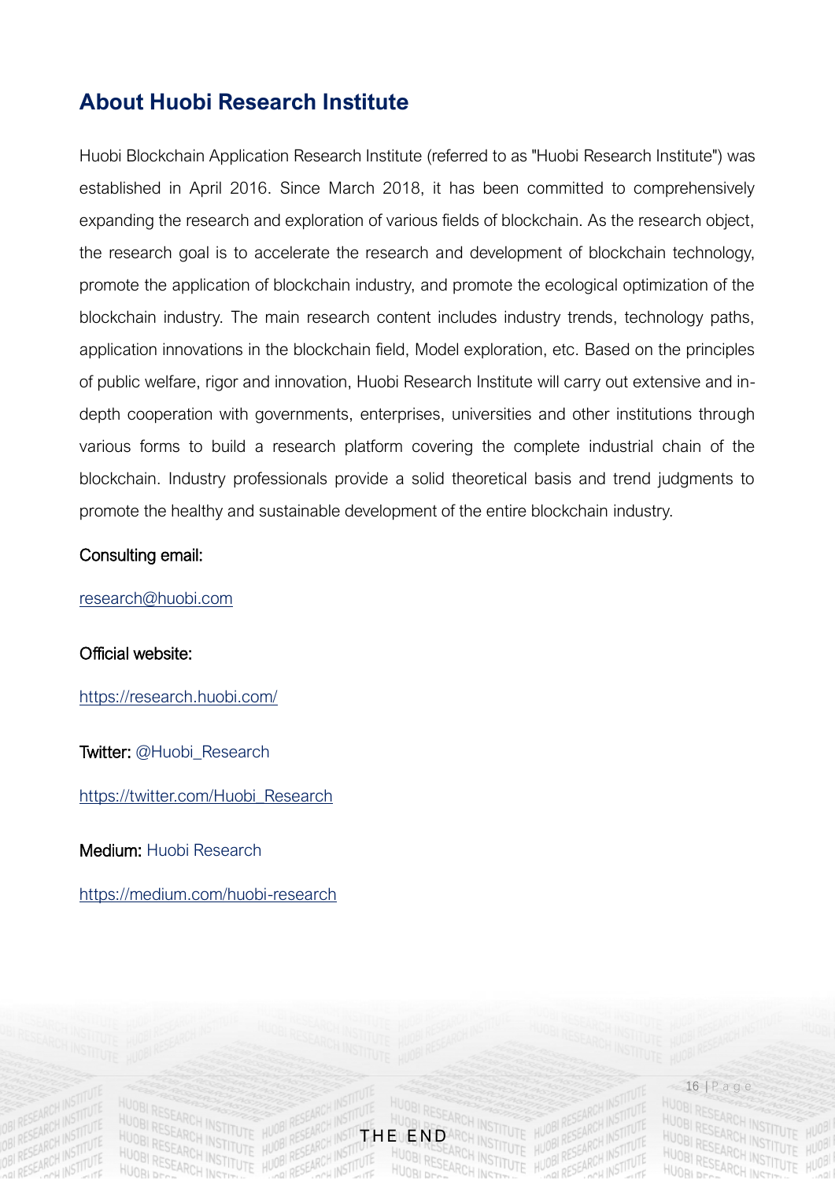## About Huobi Research Institute

Huobi Blockchain Application Research Institute (referred to as "Huobi Research Institute") was established in April 2016. Since March 2018, it has been committed to comprehensively expanding the research and exploration of various fields of blockchain. As the research object, the research goal is to accelerate the research and development of blockchain technology, promote the application of blockchain industry, and promote the ecological optimization of the blockchain industry. The main research content includes industry trends, technology paths, application innovations in the blockchain field, Model exploration, etc. Based on the principles of public welfare, rigor and innovation, Huobi Research Institute will carry out extensive and in-depth cooperation with governments, enterprises, universities and other institutions through various forms to build a research platform covering the complete industrial chain of the blockchain. Industry professionals provide a solid theoretical basis and trend judgments to promote the healthy and sustainable development of the entire blockchain industry.

Consulting email:

research@huobi.com

Official website:

https://research.huobi.com/

Twitter: @Huobi_Research

https://twitter.com/Huobi_Research

Medium: Huobi Research

https://medium.com/huobi-research

THE END